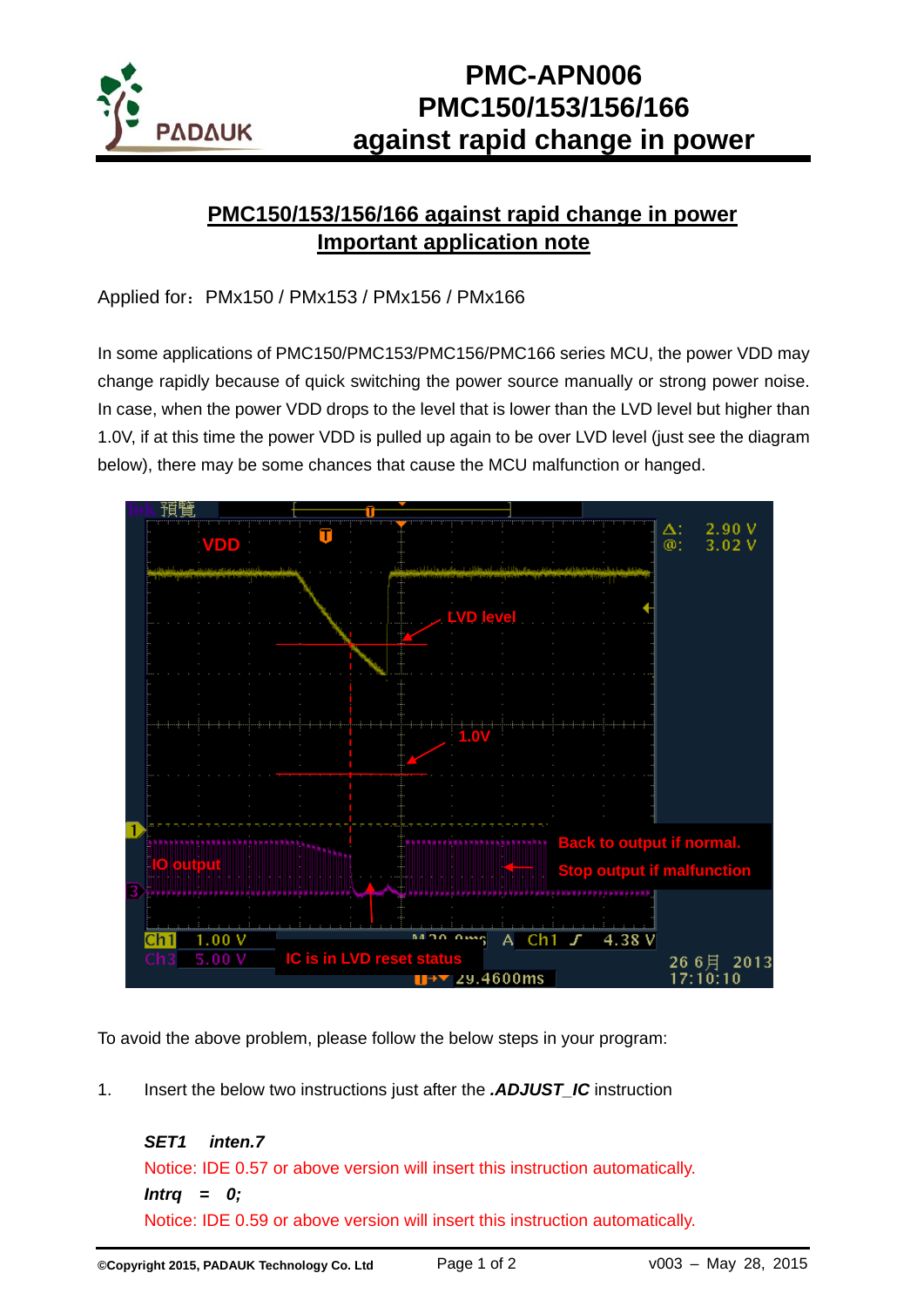# PMC150/153/156/166 against rapid change in power

## Important application note

Applied for：PMx150 / PMx153 / PMx156 / PMx166

In some applications of PMC150/PMC153/PMC156/PMC166 series MCU, the power VDD may change rapidly because of quick switching the power source manually or strong power noise. In case, when the power VDD drops to the level that is lower than the LVD level but higher than 1.0V, if at this time the power VDD is pulled up again to be over LVD level (just see the diagram below), there may be some chances that cause the MCU malfunction or hanged.

To avoid the above problem, please follow the below steps in your program:

1. Insert the below two instructions just after the ***.ADJUST_IC*** instruction

   ***SET1 inten.7***

   Notice: IDE 0.57 or above version will insert this instruction automatically.

   ***Intrq = 0;***

   Notice: IDE 0.59 or above version will insert this instruction automatically.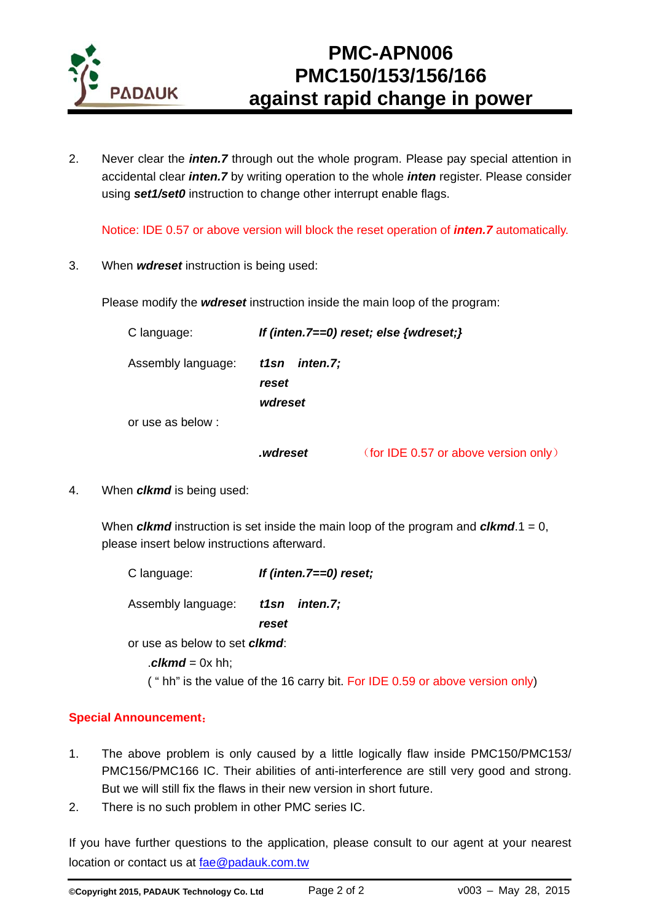2. Never clear the ***inten.7*** through out the whole program. Please pay special attention in accidental clear ***inten.7*** by writing operation to the whole ***inten*** register. Please consider using ***set1/set0*** instruction to change other interrupt enable flags.

   Notice: IDE 0.57 or above version will block the reset operation of ***inten.7*** automatically.

3. When ***wdreset*** instruction is being used:

   Please modify the ***wdreset*** instruction inside the main loop of the program:

   C language: ***If (inten.7==0) reset; else {wdreset;}***

   Assembly language:
   ```
   t1sn    inten.7;
   reset
   wdreset
   ```
   or use as below :

   ***.wdreset*** （for IDE 0.57 or above version only）

4. When ***clkmd*** is being used:

   When ***clkmd*** instruction is set inside the main loop of the program and ***clkmd***.1 = 0, please insert below instructions afterward.

   C language: ***If (inten.7==0) reset;***

   Assembly language:
   ```
   t1sn    inten.7;
   reset
   ```
   or use as below to set ***clkmd***:

   .***clkmd*** = 0x hh;

   ( " hh" is the value of the 16 carry bit. For IDE 0.59 or above version only)

**Special Announcement**：

1. The above problem is only caused by a little logically flaw inside PMC150/PMC153/PMC156/PMC166 IC. Their abilities of anti-interference are still very good and strong. But we will still fix the flaws in their new version in short future.
2. There is no such problem in other PMC series IC.

If you have further questions to the application, please consult to our agent at your nearest location or contact us at fae@padauk.com.tw